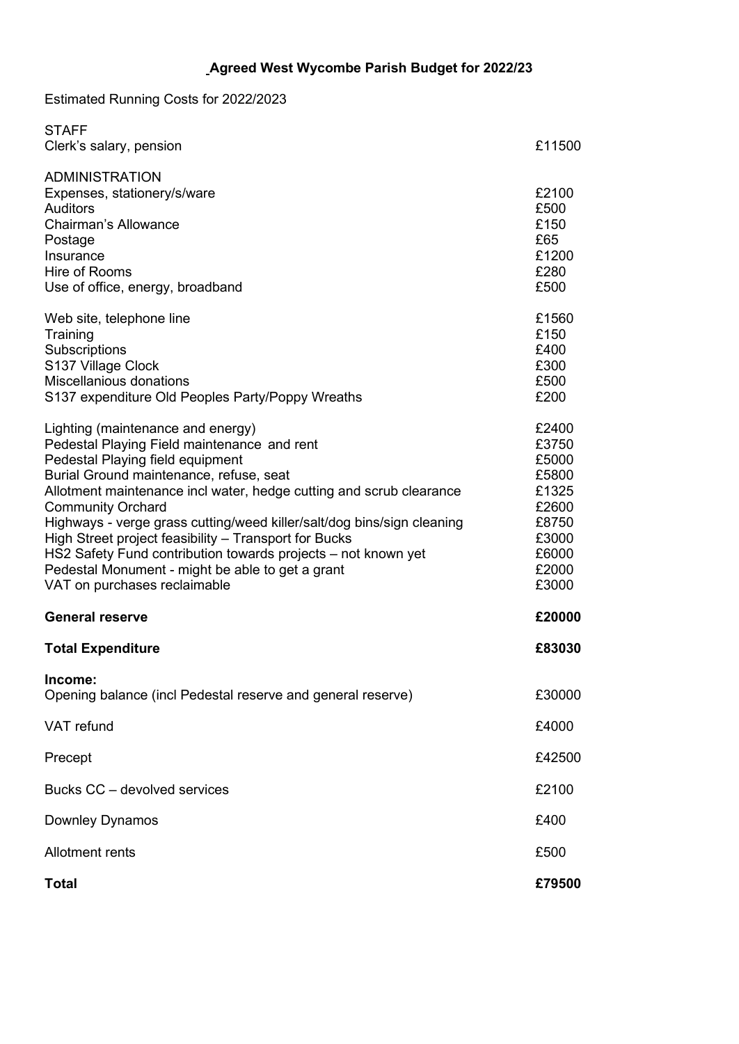# Agreed West Wycombe Parish Budget for 2022/23

Estimated Running Costs for 2022/2023

| | |
|---|---|
| **STAFF** | |
| Clerk's salary, pension | £11500 |
| **ADMINISTRATION** | |
| Expenses, stationery/s/ware | £2100 |
| Auditors | £500 |
| Chairman's Allowance | £150 |
| Postage | £65 |
| Insurance | £1200 |
| Hire of Rooms | £280 |
| Use of office, energy, broadband | £500 |
| Web site, telephone line | £1560 |
| Training | £150 |
| Subscriptions | £400 |
| S137 Village Clock | £300 |
| Miscellanious donations | £500 |
| S137 expenditure Old Peoples Party/Poppy Wreaths | £200 |
| Lighting (maintenance and energy) | £2400 |
| Pedestal Playing Field maintenance and rent | £3750 |
| Pedestal Playing field equipment | £5000 |
| Burial Ground maintenance, refuse, seat | £5800 |
| Allotment maintenance incl water, hedge cutting and scrub clearance | £1325 |
| Community Orchard | £2600 |
| Highways - verge grass cutting/weed killer/salt/dog bins/sign cleaning | £8750 |
| High Street project feasibility – Transport for Bucks | £3000 |
| HS2 Safety Fund contribution towards projects – not known yet | £6000 |
| Pedestal Monument - might be able to get a grant | £2000 |
| VAT on purchases reclaimable | £3000 |
| **General reserve** | **£20000** |
| **Total Expenditure** | **£83030** |
| **Income:** | |
| Opening balance (incl Pedestal reserve and general reserve) | £30000 |
| VAT refund | £4000 |
| Precept | £42500 |
| Bucks CC – devolved services | £2100 |
| Downley Dynamos | £400 |
| Allotment rents | £500 |
| **Total** | **£79500** |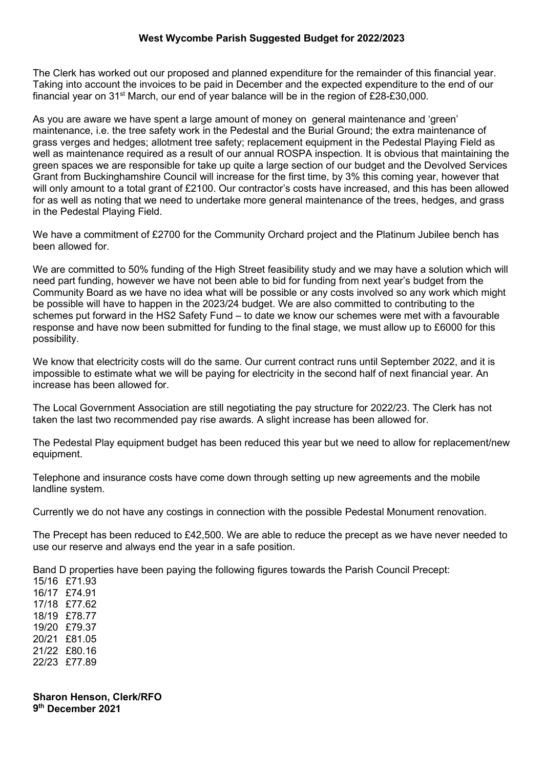### West Wycombe Parish Suggested Budget for 2022/2023

The Clerk has worked out our proposed and planned expenditure for the remainder of this financial year. Taking into account the invoices to be paid in December and the expected expenditure to the end of our financial year on 31st March, our end of year balance will be in the region of £28-£30,000.

As you are aware we have spent a large amount of money on general maintenance and 'green' maintenance, i.e. the tree safety work in the Pedestal and the Burial Ground; the extra maintenance of grass verges and hedges; allotment tree safety; replacement equipment in the Pedestal Playing Field as well as maintenance required as a result of our annual ROSPA inspection. It is obvious that maintaining the green spaces we are responsible for take up quite a large section of our budget and the Devolved Services Grant from Buckinghamshire Council will increase for the first time, by 3% this coming year, however that will only amount to a total grant of £2100. Our contractor's costs have increased, and this has been allowed for as well as noting that we need to undertake more general maintenance of the trees, hedges, and grass in the Pedestal Playing Field.

We have a commitment of £2700 for the Community Orchard project and the Platinum Jubilee bench has been allowed for.

We are committed to 50% funding of the High Street feasibility study and we may have a solution which will need part funding, however we have not been able to bid for funding from next year's budget from the Community Board as we have no idea what will be possible or any costs involved so any work which might be possible will have to happen in the 2023/24 budget. We are also committed to contributing to the schemes put forward in the HS2 Safety Fund – to date we know our schemes were met with a favourable response and have now been submitted for funding to the final stage, we must allow up to £6000 for this possibility.

We know that electricity costs will do the same. Our current contract runs until September 2022, and it is impossible to estimate what we will be paying for electricity in the second half of next financial year. An increase has been allowed for.

The Local Government Association are still negotiating the pay structure for 2022/23. The Clerk has not taken the last two recommended pay rise awards. A slight increase has been allowed for.

The Pedestal Play equipment budget has been reduced this year but we need to allow for replacement/new equipment.

Telephone and insurance costs have come down through setting up new agreements and the mobile landline system.

Currently we do not have any costings in connection with the possible Pedestal Monument renovation.

The Precept has been reduced to £42,500. We are able to reduce the precept as we have never needed to use our reserve and always end the year in a safe position.

Band D properties have been paying the following figures towards the Parish Council Precept:

15/16 £71.93
16/17 £74.91
17/18 £77.62
18/19 £78.77
19/20 £79.37
20/21 £81.05
21/22 £80.16
22/23 £77.89

**Sharon Henson, Clerk/RFO**
**9th December 2021**